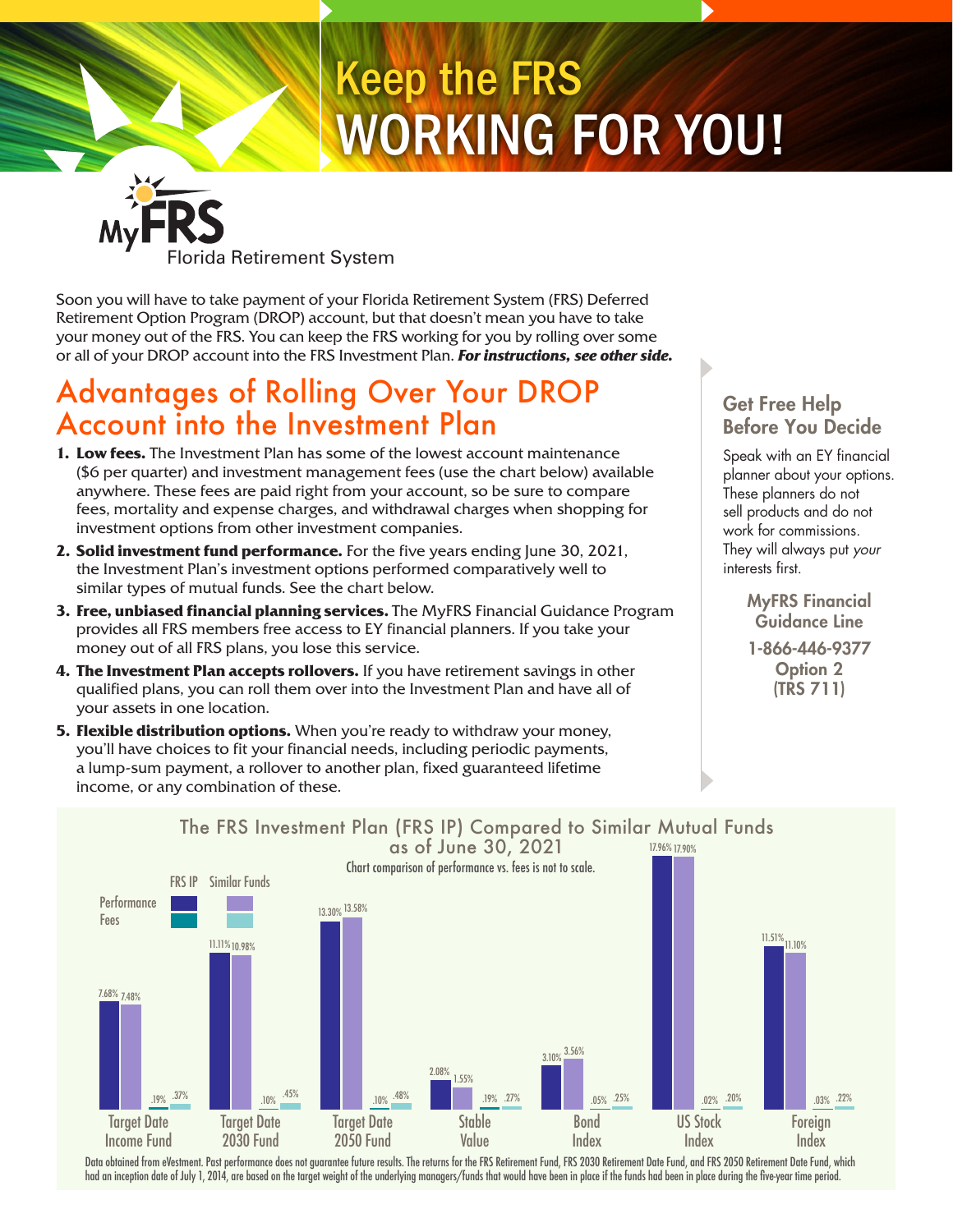# Keep the FRS WORKING FOR YOU!

MyFRS Florida Retirement System

Soon you will have to take payment of your Florida Retirement System (FRS) Deferred Retirement Option Program (DROP) account, but that doesn't mean you have to take your money out of the FRS. You can keep the FRS working for you by rolling over some or all of your DROP account into the FRS Investment Plan. ***For instructions, see other side.***

## Advantages of Rolling Over Your DROP Account into the Investment Plan

1. **Low fees.** The Investment Plan has some of the lowest account maintenance ($6 per quarter) and investment management fees (use the chart below) available anywhere. These fees are paid right from your account, so be sure to compare fees, mortality and expense charges, and withdrawal charges when shopping for investment options from other investment companies.
2. **Solid investment fund performance.** For the five years ending June 30, 2021, the Investment Plan's investment options performed comparatively well to similar types of mutual funds. See the chart below.
3. **Free, unbiased financial planning services.** The MyFRS Financial Guidance Program provides all FRS members free access to EY financial planners. If you take your money out of all FRS plans, you lose this service.
4. **The Investment Plan accepts rollovers.** If you have retirement savings in other qualified plans, you can roll them over into the Investment Plan and have all of your assets in one location.
5. **Flexible distribution options.** When you're ready to withdraw your money, you'll have choices to fit your financial needs, including periodic payments, a lump-sum payment, a rollover to another plan, fixed guaranteed lifetime income, or any combination of these.

### Get Free Help Before You Decide

Speak with an EY financial planner about your options. These planners do not sell products and do not work for commissions. They will always put *your* interests first.

**MyFRS Financial Guidance Line**
**1-866-446-9377**
**Option 2**
**(TRS 711)**

The FRS Investment Plan (FRS IP) Compared to Similar Mutual Funds as of June 30, 2021

Chart comparison of performance vs. fees is not to scale.

FRS IP | Similar Funds
Performance
Fees

Target Date Income Fund: 7.68% 7.48% .19% .37%
Target Date 2030 Fund: 11.11% 10.98% .10% .45%
Target Date 2050 Fund: 13.30% 13.58% .10% .48%
Stable Value: 2.08% 1.55% .19% .27%
Bond Index: 3.10% 3.56% .05% .25%
US Stock Index: 17.96% 17.90% .02% .20%
Foreign Index: 11.51% 11.10% .03% .22%

Data obtained from eVestment. Past performance does not guarantee future results. The returns for the FRS Retirement Fund, FRS 2030 Retirement Date Fund, and FRS 2050 Retirement Date Fund, which had an inception date of July 1, 2014, are based on the target weight of the underlying managers/funds that would have been in place if the funds had been in place during the five-year time period.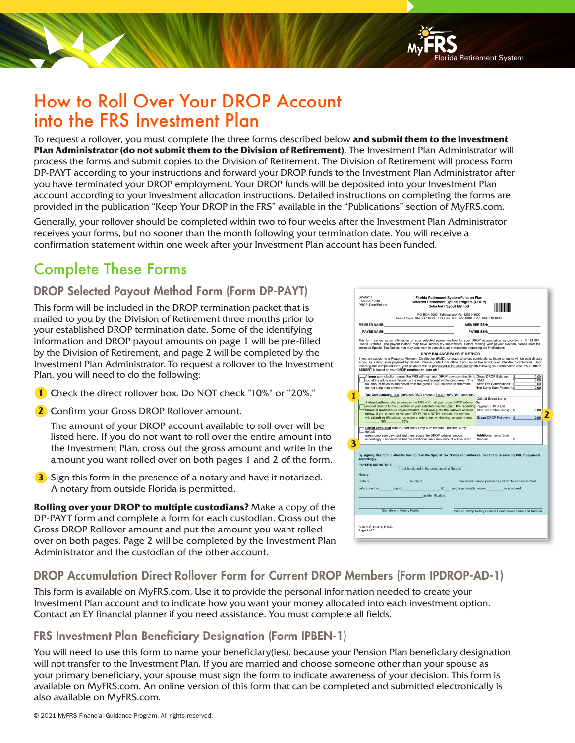# How to Roll Over Your DROP Account into the FRS Investment Plan

To request a rollover, you must complete the three forms described below **and submit them to the Investment Plan Administrator (do not submit them to the Division of Retirement)**. The Investment Plan Administrator will process the forms and submit copies to the Division of Retirement. The Division of Retirement will process Form DP-PAYT according to your instructions and forward your DROP funds to the Investment Plan Administrator after you have terminated your DROP employment. Your DROP funds will be deposited into your Investment Plan account according to your investment allocation instructions. Detailed instructions on completing the forms are provided in the publication "Keep Your DROP in the FRS" available in the "Publications" section of MyFRS.com.

Generally, your rollover should be completed within two to four weeks after the Investment Plan Administrator receives your forms, but no sooner than the month following your termination date. You will receive a confirmation statement within one week after your Investment Plan account has been funded.

## Complete These Forms

### DROP Selected Payout Method Form (Form DP-PAYT)

This form will be included in the DROP termination packet that is mailed to you by the Division of Retirement three months prior to your established DROP termination date. Some of the identifying information and DROP payout amounts on page 1 will be pre-filled by the Division of Retirement, and page 2 will be completed by the Investment Plan Administrator. To request a rollover to the Investment Plan, you will need to do the following:

1. Check the direct rollover box. Do NOT check "10%" or "20%."
2. Confirm your Gross DROP Rollover amount.

   The amount of your DROP account available to roll over will be listed here. If you do not want to roll over the entire amount into the Investment Plan, cross out the gross amount and write in the amount you want rolled over on both pages 1 and 2 of the form.
3. Sign this form in the presence of a notary and have it notarized. A notary from outside Florida is permitted.

**Rolling over your DROP to multiple custodians?** Make a copy of the DP-PAYT form and complete a form for each custodian. Cross out the Gross DROP Rollover amount and put the amount you want rolled over on both pages. Page 2 will be completed by the Investment Plan Administrator and the custodian of the other account.

### DROP Accumulation Direct Rollover Form for Current DROP Members (Form IPDROP-AD-1)

This form is available on MyFRS.com. Use it to provide the personal information needed to create your Investment Plan account and to indicate how you want your money allocated into each investment option. Contact an EY financial planner if you need assistance. You must complete all fields.

### FRS Investment Plan Beneficiary Designation (Form IPBEN-1)

You will need to use this form to name your beneficiary(ies), because your Pension Plan beneficiary designation will not transfer to the Investment Plan. If you are married and choose someone other than your spouse as your primary beneficiary, your spouse must sign the form to indicate awareness of your decision. This form is available on MyFRS.com. An online version of this form that can be completed and submitted electronically is also available on MyFRS.com.

© 2021 MyFRS Financial Guidance Program. All rights reserved.